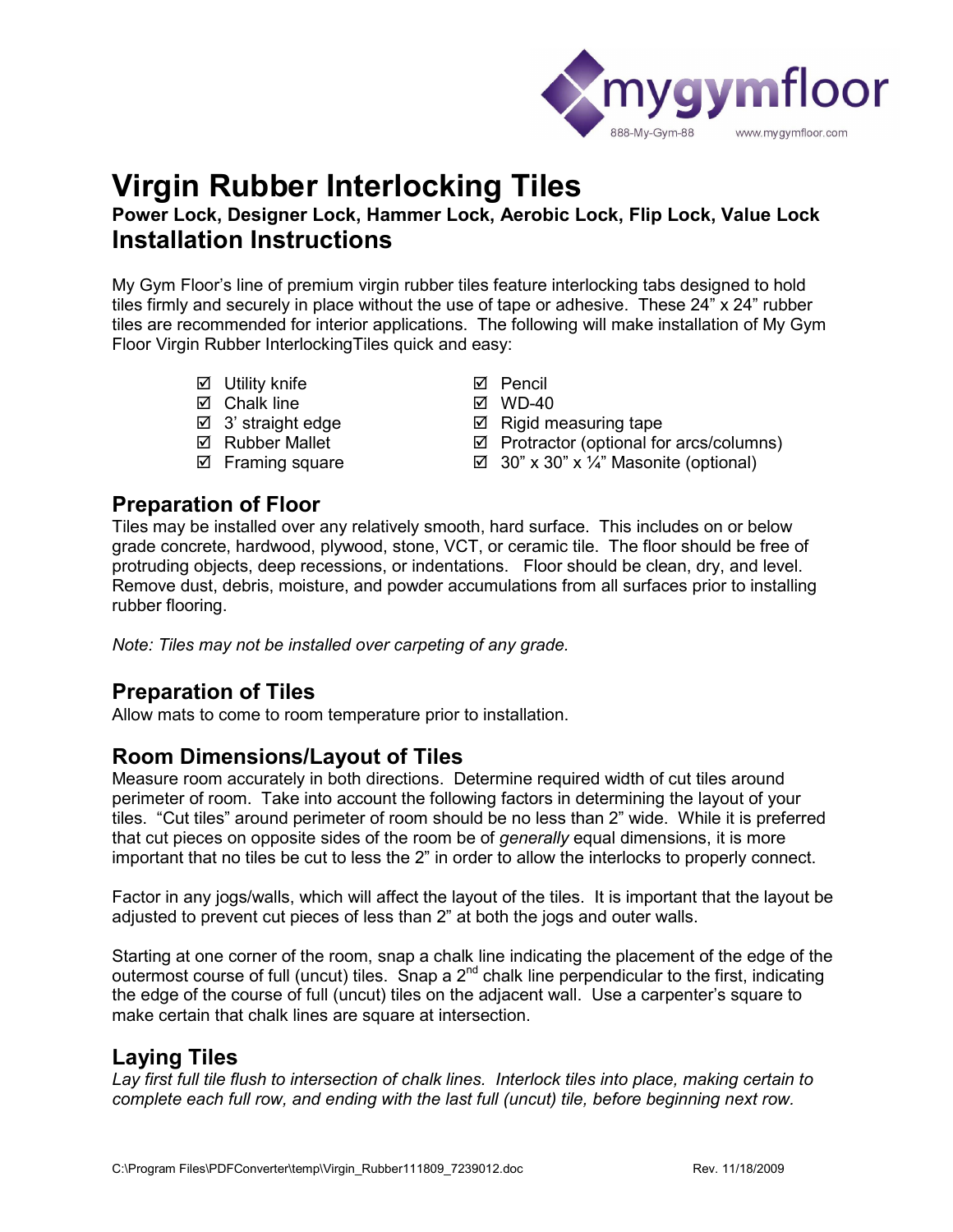mygymfloor

888-My-Gym-88 www.mygymfloor.com

# Virgin Rubber Interlocking Tiles

### Power Lock, Designer Lock, Hammer Lock, Aerobic Lock, Flip Lock, Value Lock

## Installation Instructions

My Gym Floor's line of premium virgin rubber tiles feature interlocking tabs designed to hold tiles firmly and securely in place without the use of tape or adhesive. These 24" x 24" rubber tiles are recommended for interior applications. The following will make installation of My Gym Floor Virgin Rubber InterlockingTiles quick and easy:

- ☑ Utility knife
- ☑ Chalk line
- ☑ 3' straight edge
- ☑ Rubber Mallet
- ☑ Framing square
- ☑ Pencil
- ☑ WD-40
- ☑ Rigid measuring tape
- ☑ Protractor (optional for arcs/columns)
- ☑ 30" x 30" x ¼" Masonite (optional)

## Preparation of Floor

Tiles may be installed over any relatively smooth, hard surface. This includes on or below grade concrete, hardwood, plywood, stone, VCT, or ceramic tile. The floor should be free of protruding objects, deep recessions, or indentations. Floor should be clean, dry, and level. Remove dust, debris, moisture, and powder accumulations from all surfaces prior to installing rubber flooring.

*Note: Tiles may not be installed over carpeting of any grade.*

## Preparation of Tiles

Allow mats to come to room temperature prior to installation.

## Room Dimensions/Layout of Tiles

Measure room accurately in both directions. Determine required width of cut tiles around perimeter of room. Take into account the following factors in determining the layout of your tiles. "Cut tiles" around perimeter of room should be no less than 2" wide. While it is preferred that cut pieces on opposite sides of the room be of *generally* equal dimensions, it is more important that no tiles be cut to less the 2" in order to allow the interlocks to properly connect.

Factor in any jogs/walls, which will affect the layout of the tiles. It is important that the layout be adjusted to prevent cut pieces of less than 2" at both the jogs and outer walls.

Starting at one corner of the room, snap a chalk line indicating the placement of the edge of the outermost course of full (uncut) tiles. Snap a 2nd chalk line perpendicular to the first, indicating the edge of the course of full (uncut) tiles on the adjacent wall. Use a carpenter's square to make certain that chalk lines are square at intersection.

## Laying Tiles

*Lay first full tile flush to intersection of chalk lines. Interlock tiles into place, making certain to complete each full row, and ending with the last full (uncut) tile, before beginning next row.*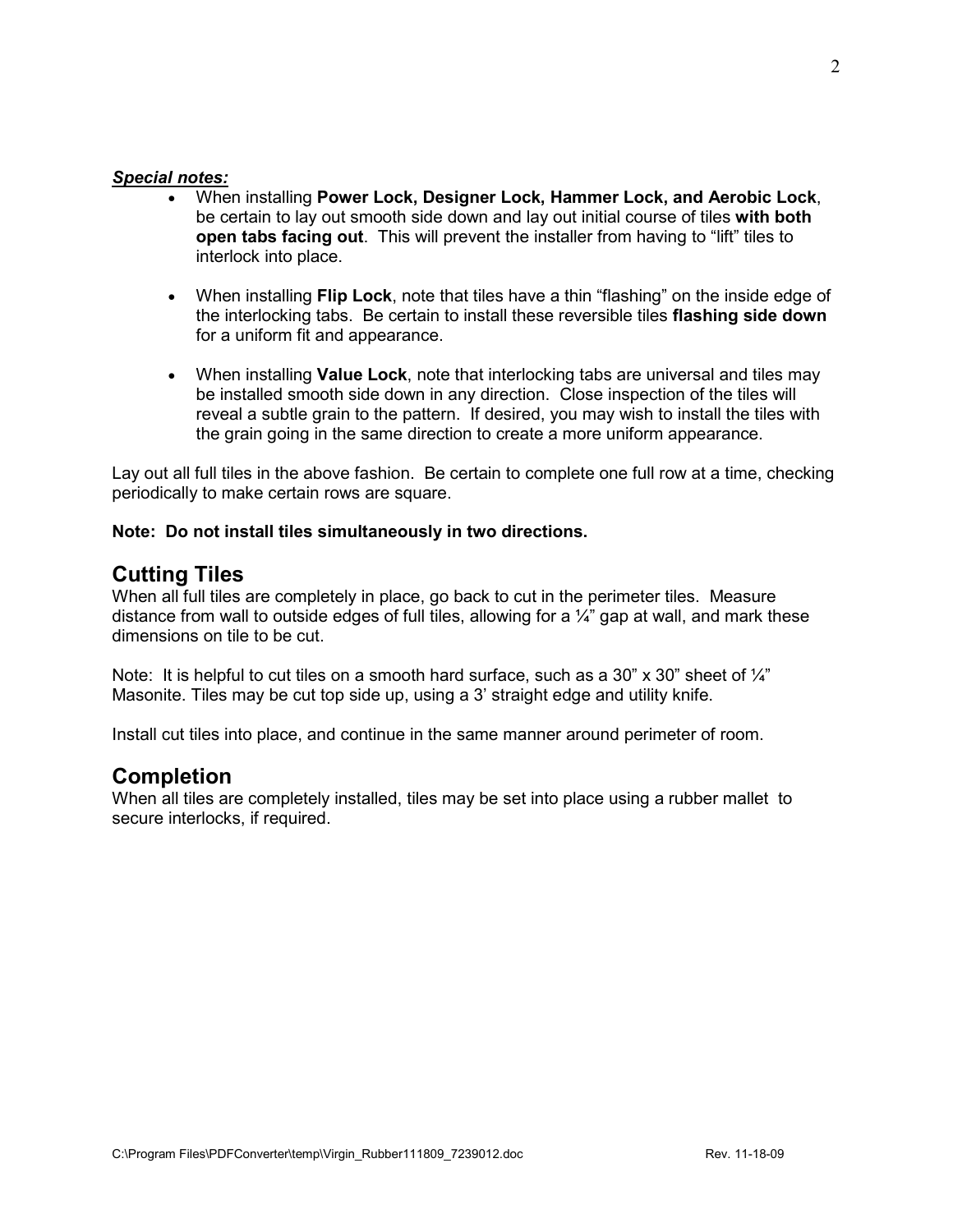***Special notes:***

- When installing **Power Lock, Designer Lock, Hammer Lock, and Aerobic Lock**, be certain to lay out smooth side down and lay out initial course of tiles **with both open tabs facing out**. This will prevent the installer from having to "lift" tiles to interlock into place.
- When installing **Flip Lock**, note that tiles have a thin "flashing" on the inside edge of the interlocking tabs. Be certain to install these reversible tiles **flashing side down** for a uniform fit and appearance.
- When installing **Value Lock**, note that interlocking tabs are universal and tiles may be installed smooth side down in any direction. Close inspection of the tiles will reveal a subtle grain to the pattern. If desired, you may wish to install the tiles with the grain going in the same direction to create a more uniform appearance.

Lay out all full tiles in the above fashion. Be certain to complete one full row at a time, checking periodically to make certain rows are square.

**Note: Do not install tiles simultaneously in two directions.**

## Cutting Tiles

When all full tiles are completely in place, go back to cut in the perimeter tiles. Measure distance from wall to outside edges of full tiles, allowing for a ¼" gap at wall, and mark these dimensions on tile to be cut.

Note: It is helpful to cut tiles on a smooth hard surface, such as a 30" x 30" sheet of ¼" Masonite. Tiles may be cut top side up, using a 3' straight edge and utility knife.

Install cut tiles into place, and continue in the same manner around perimeter of room.

## Completion

When all tiles are completely installed, tiles may be set into place using a rubber mallet to secure interlocks, if required.